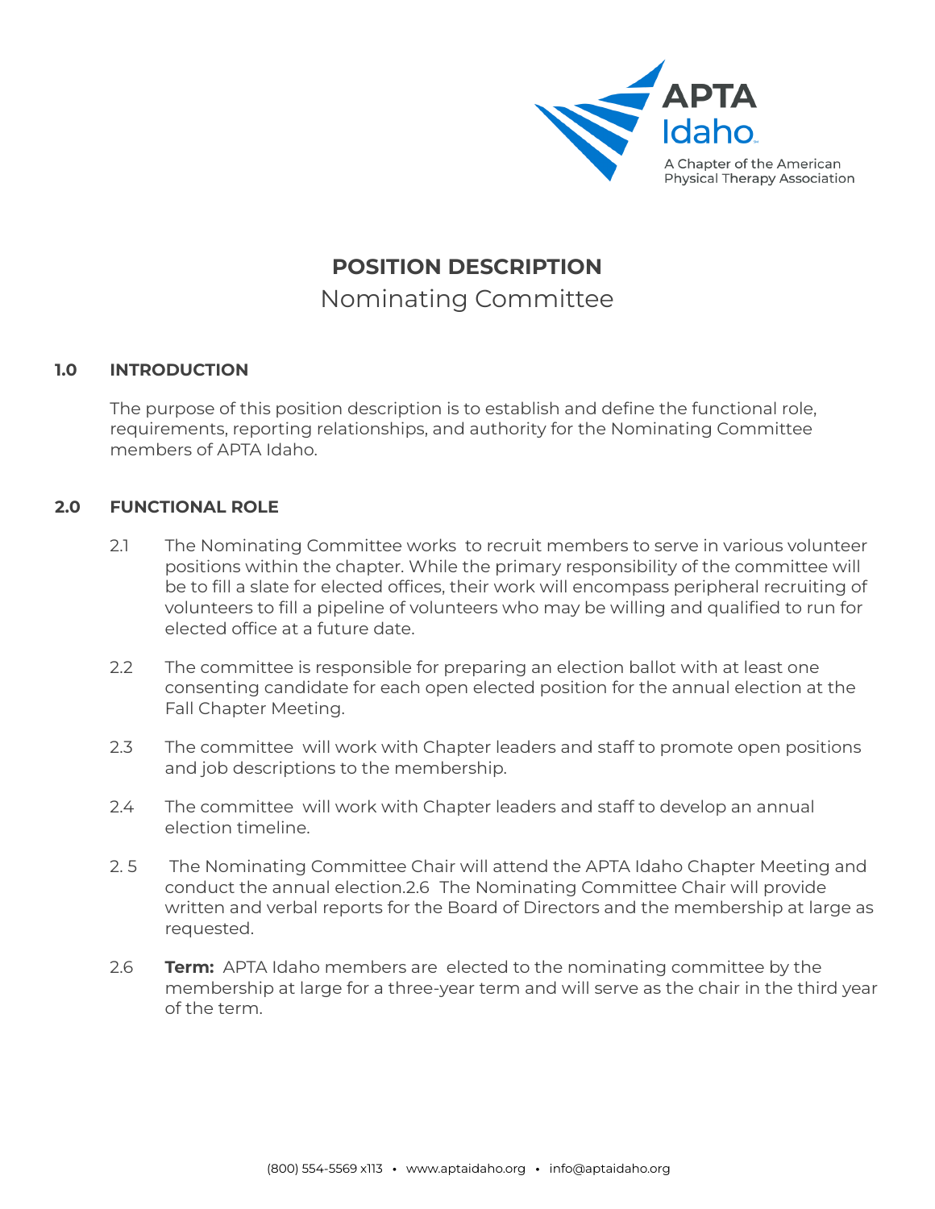APTA Idaho
A Chapter of the American Physical Therapy Association

# POSITION DESCRIPTION

Nominating Committee

## 1.0 INTRODUCTION

The purpose of this position description is to establish and define the functional role, requirements, reporting relationships, and authority for the Nominating Committee members of APTA Idaho.

## 2.0 FUNCTIONAL ROLE

2.1 The Nominating Committee works to recruit members to serve in various volunteer positions within the chapter. While the primary responsibility of the committee will be to fill a slate for elected offices, their work will encompass peripheral recruiting of volunteers to fill a pipeline of volunteers who may be willing and qualified to run for elected office at a future date.

2.2 The committee is responsible for preparing an election ballot with at least one consenting candidate for each open elected position for the annual election at the Fall Chapter Meeting.

2.3 The committee will work with Chapter leaders and staff to promote open positions and job descriptions to the membership.

2.4 The committee will work with Chapter leaders and staff to develop an annual election timeline.

2. 5 The Nominating Committee Chair will attend the APTA Idaho Chapter Meeting and conduct the annual election.2.6 The Nominating Committee Chair will provide written and verbal reports for the Board of Directors and the membership at large as requested.

2.6 **Term:** APTA Idaho members are elected to the nominating committee by the membership at large for a three-year term and will serve as the chair in the third year of the term.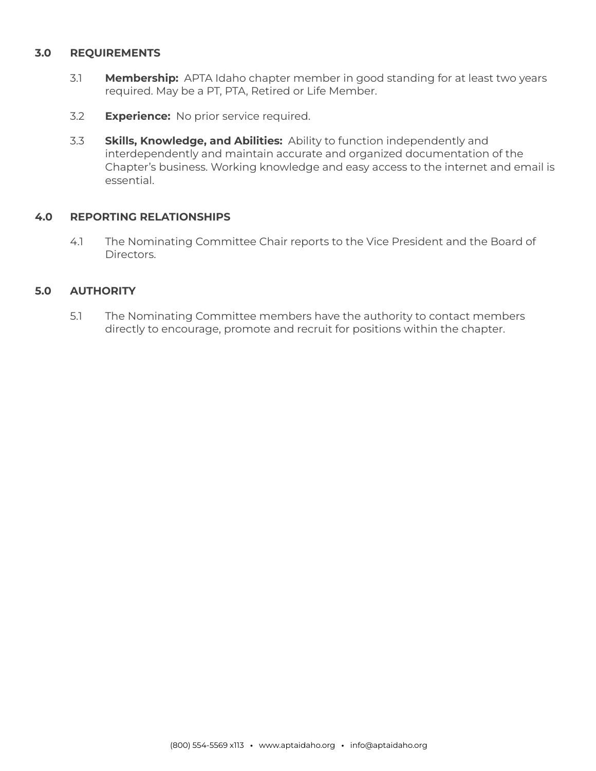## 3.0 REQUIREMENTS

3.1 **Membership:** APTA Idaho chapter member in good standing for at least two years required. May be a PT, PTA, Retired or Life Member.

3.2 **Experience:** No prior service required.

3.3 **Skills, Knowledge, and Abilities:** Ability to function independently and interdependently and maintain accurate and organized documentation of the Chapter's business. Working knowledge and easy access to the internet and email is essential.

## 4.0 REPORTING RELATIONSHIPS

4.1 The Nominating Committee Chair reports to the Vice President and the Board of Directors.

## 5.0 AUTHORITY

5.1 The Nominating Committee members have the authority to contact members directly to encourage, promote and recruit for positions within the chapter.